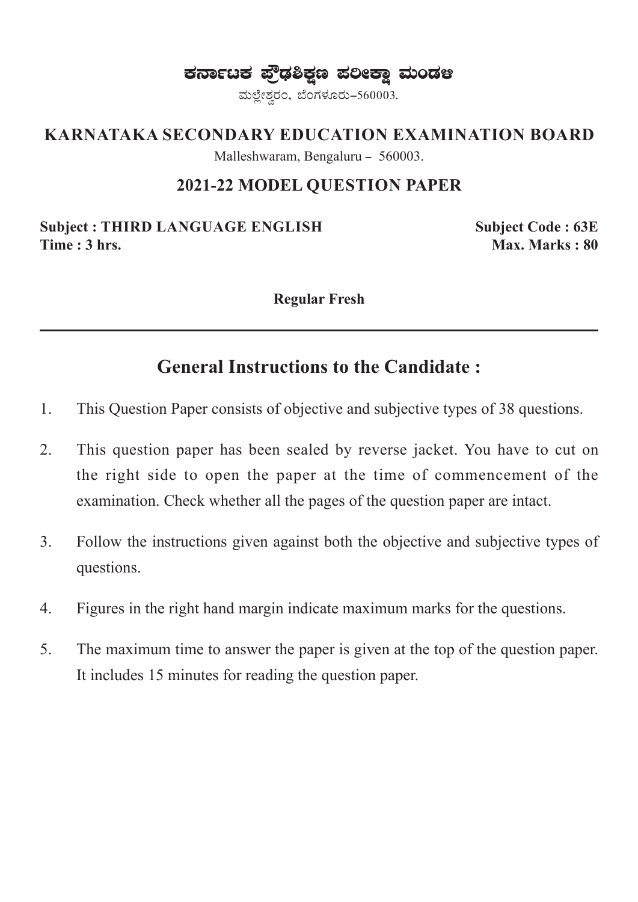# ಕರ್ನಾಟಕ ಪ್ರೌಢಶಿಕ್ಷಣ ಪರೀಕ್ಷಾ ಮಂಡಳಿ

ಮಲ್ಲೇಶ್ವರಂ, ಬೆಂಗಳೂರು–560003.

## KARNATAKA SECONDARY EDUCATION EXAMINATION BOARD

Malleshwaram, Bengaluru – 560003.

### 2021-22 MODEL QUESTION PAPER

**Subject : THIRD LANGUAGE ENGLISH** **Subject Code : 63E**

**Time : 3 hrs.** **Max. Marks : 80**

**Regular Fresh**

---

## General Instructions to the Candidate :

1. This Question Paper consists of objective and subjective types of 38 questions.
2. This question paper has been sealed by reverse jacket. You have to cut on the right side to open the paper at the time of commencement of the examination. Check whether all the pages of the question paper are intact.
3. Follow the instructions given against both the objective and subjective types of questions.
4. Figures in the right hand margin indicate maximum marks for the questions.
5. The maximum time to answer the paper is given at the top of the question paper. It includes 15 minutes for reading the question paper.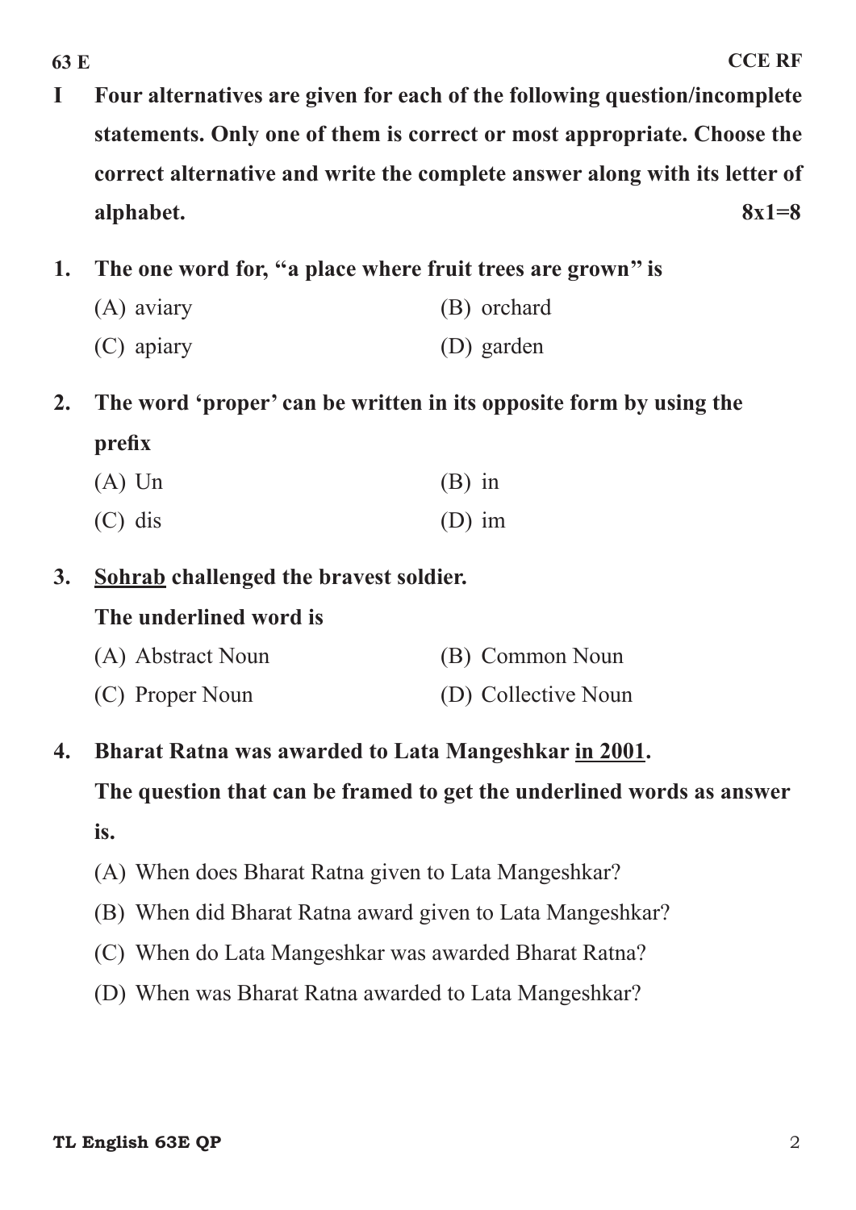**I Four alternatives are given for each of the following question/incomplete statements. Only one of them is correct or most appropriate. Choose the correct alternative and write the complete answer along with its letter of alphabet.** **8x1=8**

**1. The one word for, "a place where fruit trees are grown" is**

(A) aviary (B) orchard

(C) apiary (D) garden

**2. The word 'proper' can be written in its opposite form by using the prefix**

(A) Un (B) in

(C) dis (D) im

**3. <u>Sohrab</u> challenged the bravest soldier.**

**The underlined word is**

(A) Abstract Noun (B) Common Noun

(C) Proper Noun (D) Collective Noun

**4. Bharat Ratna was awarded to Lata Mangeshkar <u>in 2001</u>.**

**The question that can be framed to get the underlined words as answer is.**

(A) When does Bharat Ratna given to Lata Mangeshkar?

(B) When did Bharat Ratna award given to Lata Mangeshkar?

(C) When do Lata Mangeshkar was awarded Bharat Ratna?

(D) When was Bharat Ratna awarded to Lata Mangeshkar?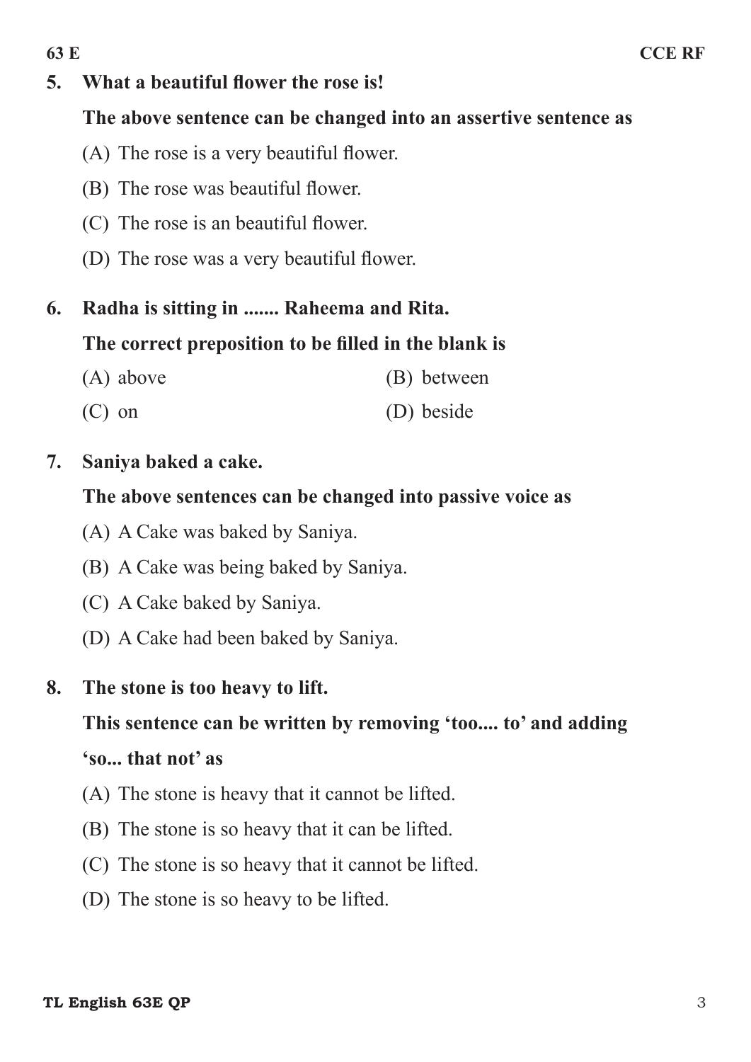**5. What a beautiful flower the rose is!**

**The above sentence can be changed into an assertive sentence as**

(A) The rose is a very beautiful flower.

(B) The rose was beautiful flower.

(C) The rose is an beautiful flower.

(D) The rose was a very beautiful flower.

**6. Radha is sitting in ....... Raheema and Rita.**

**The correct preposition to be filled in the blank is**

(A) above

(B) between

(C) on

(D) beside

**7. Saniya baked a cake.**

**The above sentences can be changed into passive voice as**

(A) A Cake was baked by Saniya.

(B) A Cake was being baked by Saniya.

(C) A Cake baked by Saniya.

(D) A Cake had been baked by Saniya.

**8. The stone is too heavy to lift.**

**This sentence can be written by removing 'too.... to' and adding 'so... that not' as**

(A) The stone is heavy that it cannot be lifted.

(B) The stone is so heavy that it can be lifted.

(C) The stone is so heavy that it cannot be lifted.

(D) The stone is so heavy to be lifted.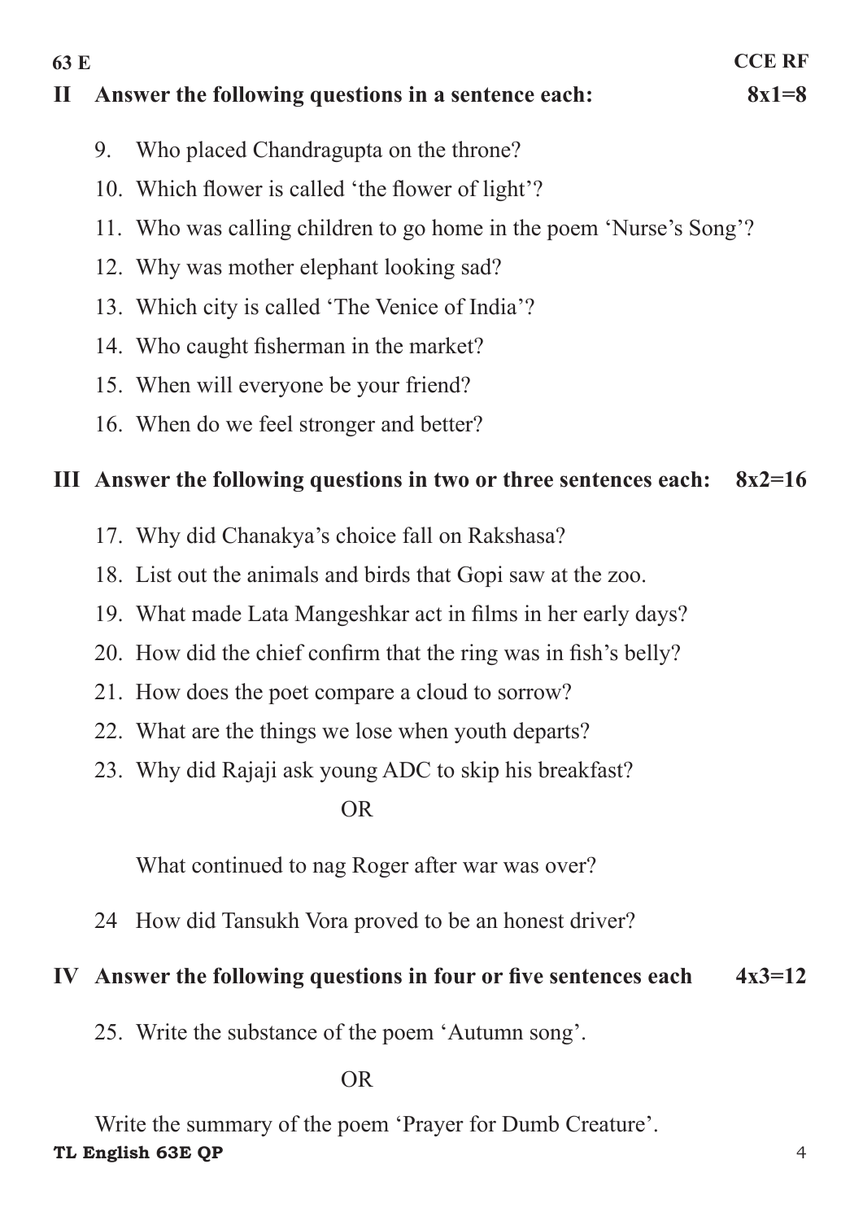## II Answer the following questions in a sentence each: 8x1=8

9. Who placed Chandragupta on the throne?
10. Which flower is called 'the flower of light'?
11. Who was calling children to go home in the poem 'Nurse's Song'?
12. Why was mother elephant looking sad?
13. Which city is called 'The Venice of India'?
14. Who caught fisherman in the market?
15. When will everyone be your friend?
16. When do we feel stronger and better?

## III Answer the following questions in two or three sentences each: 8x2=16

17. Why did Chanakya's choice fall on Rakshasa?
18. List out the animals and birds that Gopi saw at the zoo.
19. What made Lata Mangeshkar act in films in her early days?
20. How did the chief confirm that the ring was in fish's belly?
21. How does the poet compare a cloud to sorrow?
22. What are the things we lose when youth departs?
23. Why did Rajaji ask young ADC to skip his breakfast?

    OR

    What continued to nag Roger after war was over?

24 How did Tansukh Vora proved to be an honest driver?

## IV Answer the following questions in four or five sentences each 4x3=12

25. Write the substance of the poem 'Autumn song'.

    OR

    Write the summary of the poem 'Prayer for Dumb Creature'.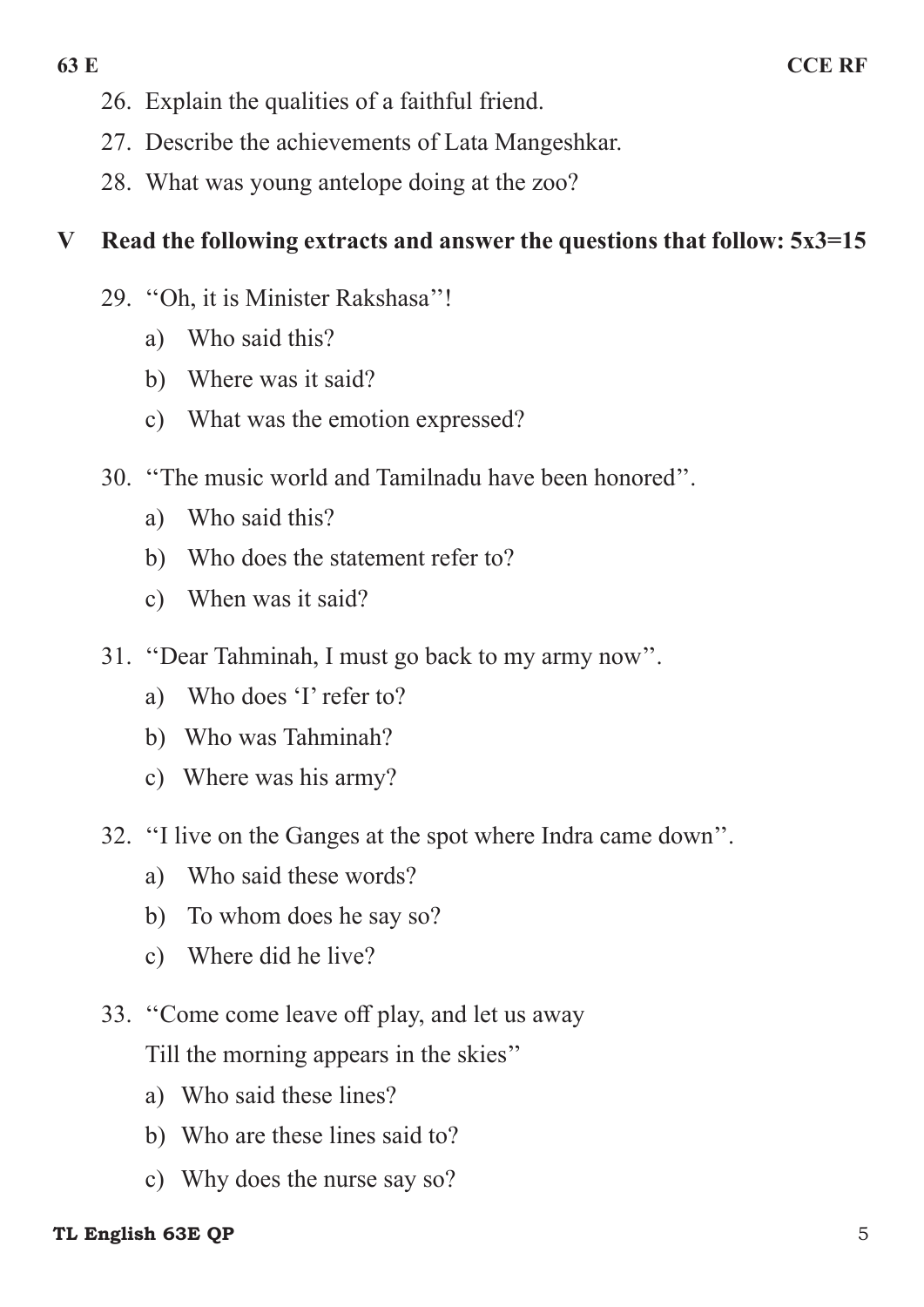26. Explain the qualities of a faithful friend.
27. Describe the achievements of Lata Mangeshkar.
28. What was young antelope doing at the zoo?

**V Read the following extracts and answer the questions that follow: 5x3=15**

29. ''Oh, it is Minister Rakshasa''!
    - a) Who said this?
    - b) Where was it said?
    - c) What was the emotion expressed?

30. ''The music world and Tamilnadu have been honored''.
    - a) Who said this?
    - b) Who does the statement refer to?
    - c) When was it said?

31. ''Dear Tahminah, I must go back to my army now''.
    - a) Who does 'I' refer to?
    - b) Who was Tahminah?
    - c) Where was his army?

32. ''I live on the Ganges at the spot where Indra came down''.
    - a) Who said these words?
    - b) To whom does he say so?
    - c) Where did he live?

33. ''Come come leave off play, and let us away
    Till the morning appears in the skies''
    - a) Who said these lines?
    - b) Who are these lines said to?
    - c) Why does the nurse say so?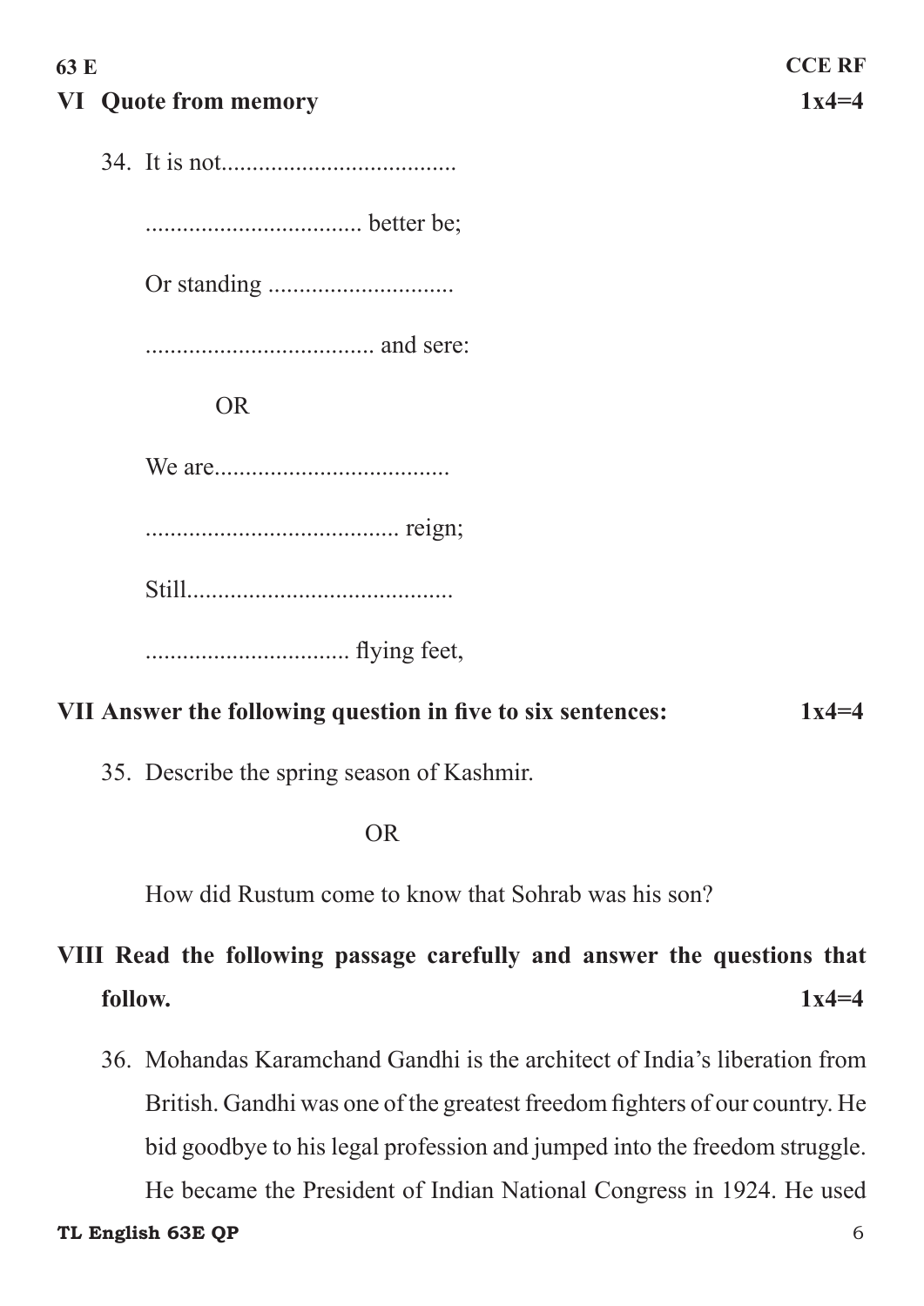## VI Quote from memory 1x4=4

34. It is not.....................................

   .................................. better be;

   Or standing .............................

   .................................... and sere:

   OR

   We are.....................................

   ......................................... reign;

   Still...........................................

   ................................. flying feet,

## VII Answer the following question in five to six sentences: 1x4=4

35. Describe the spring season of Kashmir.

   OR

   How did Rustum come to know that Sohrab was his son?

## VIII Read the following passage carefully and answer the questions that follow. 1x4=4

36. Mohandas Karamchand Gandhi is the architect of India's liberation from British. Gandhi was one of the greatest freedom fighters of our country. He bid goodbye to his legal profession and jumped into the freedom struggle. He became the President of Indian National Congress in 1924. He used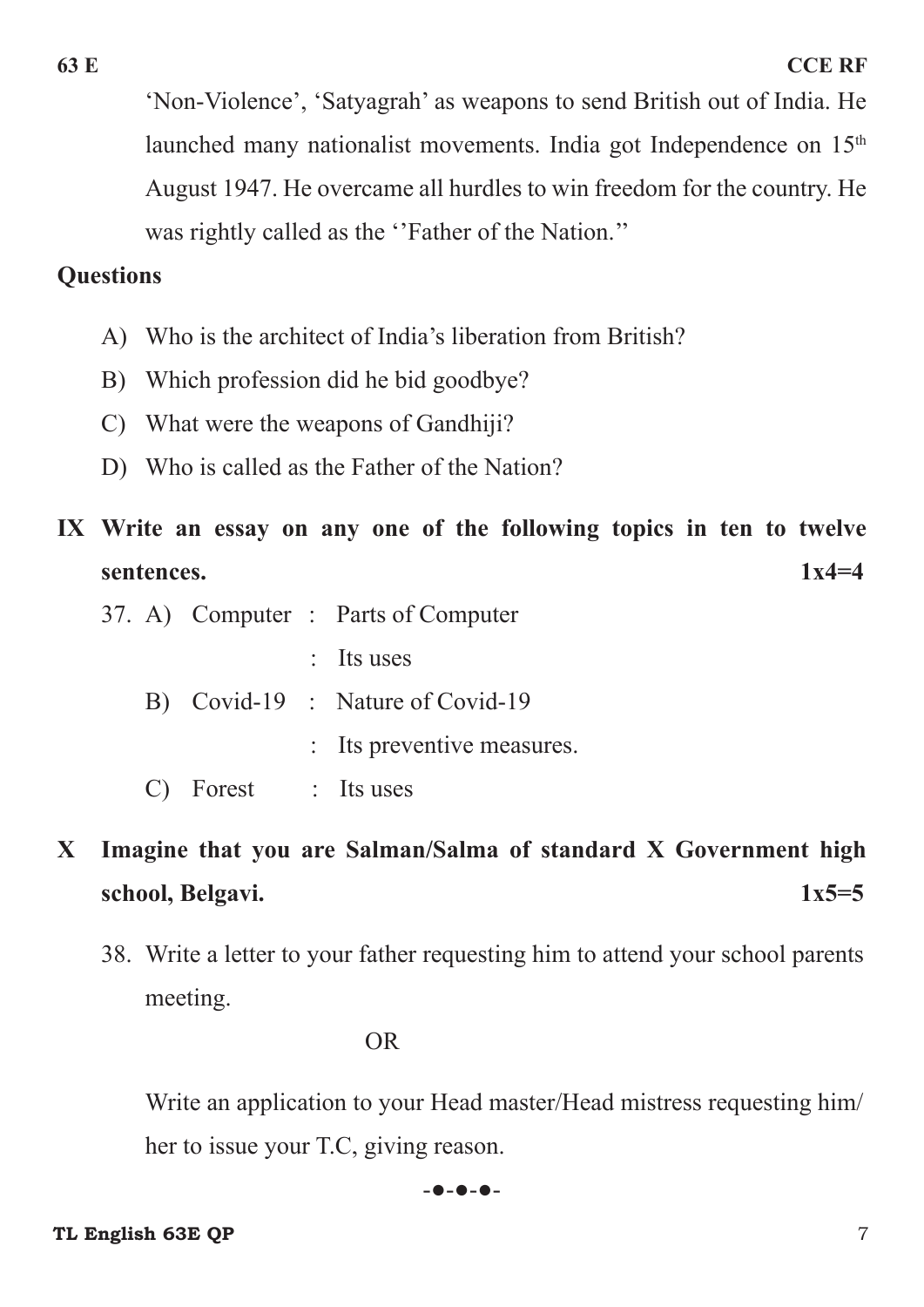'Non-Violence', 'Satyagrah' as weapons to send British out of India. He launched many nationalist movements. India got Independence on 15th August 1947. He overcame all hurdles to win freedom for the country. He was rightly called as the ''Father of the Nation.''

**Questions**

A) Who is the architect of India's liberation from British?

B) Which profession did he bid goodbye?

C) What were the weapons of Gandhiji?

D) Who is called as the Father of the Nation?

**IX Write an essay on any one of the following topics in ten to twelve sentences. 1x4=4**

37. A) Computer : Parts of Computer
    : Its uses

    B) Covid-19 : Nature of Covid-19
    : Its preventive measures.

    C) Forest : Its uses

**X Imagine that you are Salman/Salma of standard X Government high school, Belgavi. 1x5=5**

38. Write a letter to your father requesting him to attend your school parents meeting.

OR

Write an application to your Head master/Head mistress requesting him/her to issue your T.C, giving reason.

-●-●-●-